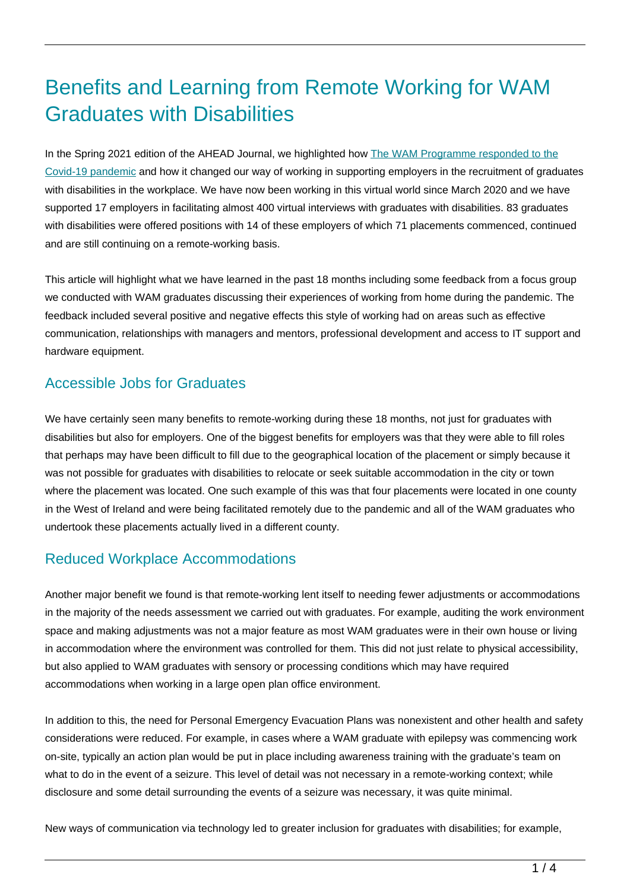# Benefits and Learning from Remote Working for WAM Graduates with Disabilities

In the Spring 2021 edition of the AHEAD Journal, we highlighted how [The WAM Programme responded to the Covid-19 pandemic]() and how it changed our way of working in supporting employers in the recruitment of graduates with disabilities in the workplace. We have now been working in this virtual world since March 2020 and we have supported 17 employers in facilitating almost 400 virtual interviews with graduates with disabilities. 83 graduates with disabilities were offered positions with 14 of these employers of which 71 placements commenced, continued and are still continuing on a remote-working basis.

This article will highlight what we have learned in the past 18 months including some feedback from a focus group we conducted with WAM graduates discussing their experiences of working from home during the pandemic. The feedback included several positive and negative effects this style of working had on areas such as effective communication, relationships with managers and mentors, professional development and access to IT support and hardware equipment.

## Accessible Jobs for Graduates

We have certainly seen many benefits to remote-working during these 18 months, not just for graduates with disabilities but also for employers. One of the biggest benefits for employers was that they were able to fill roles that perhaps may have been difficult to fill due to the geographical location of the placement or simply because it was not possible for graduates with disabilities to relocate or seek suitable accommodation in the city or town where the placement was located. One such example of this was that four placements were located in one county in the West of Ireland and were being facilitated remotely due to the pandemic and all of the WAM graduates who undertook these placements actually lived in a different county.

## Reduced Workplace Accommodations

Another major benefit we found is that remote-working lent itself to needing fewer adjustments or accommodations in the majority of the needs assessment we carried out with graduates. For example, auditing the work environment space and making adjustments was not a major feature as most WAM graduates were in their own house or living in accommodation where the environment was controlled for them. This did not just relate to physical accessibility, but also applied to WAM graduates with sensory or processing conditions which may have required accommodations when working in a large open plan office environment.

In addition to this, the need for Personal Emergency Evacuation Plans was nonexistent and other health and safety considerations were reduced. For example, in cases where a WAM graduate with epilepsy was commencing work on-site, typically an action plan would be put in place including awareness training with the graduate's team on what to do in the event of a seizure. This level of detail was not necessary in a remote-working context; while disclosure and some detail surrounding the events of a seizure was necessary, it was quite minimal.

New ways of communication via technology led to greater inclusion for graduates with disabilities; for example,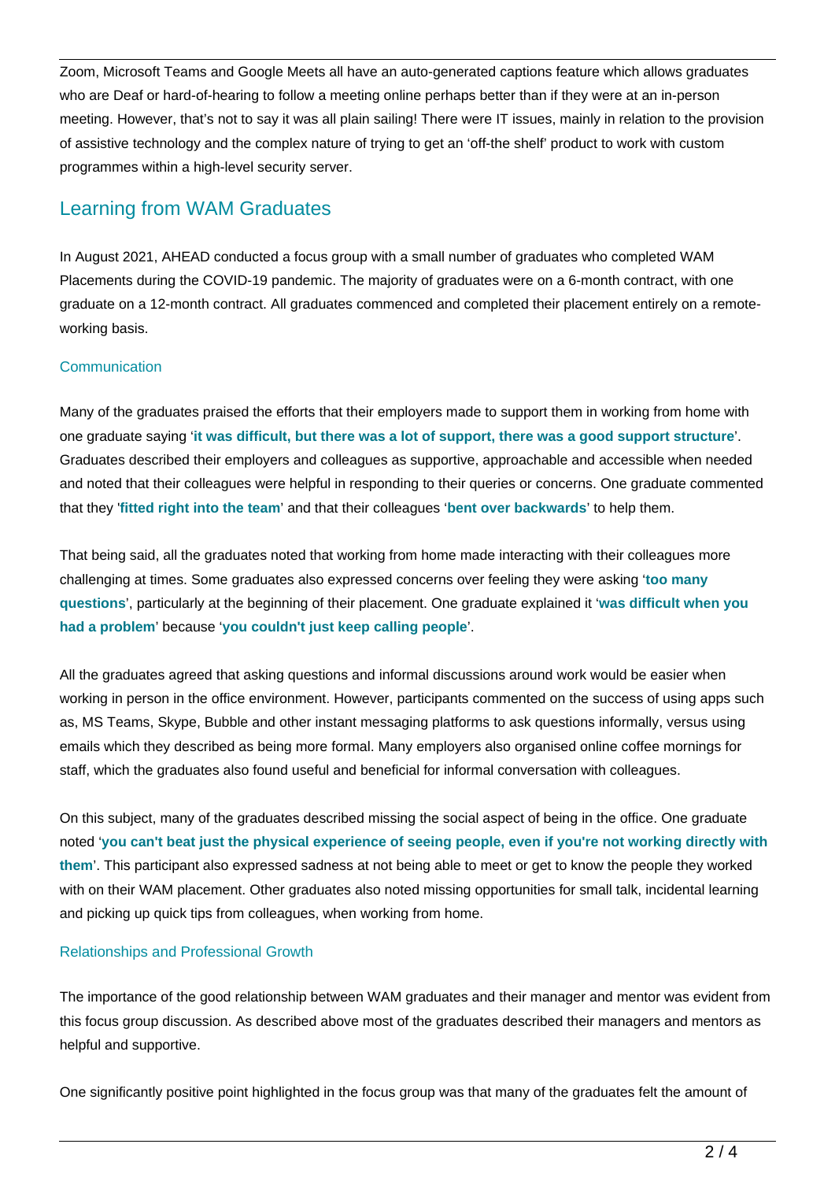Zoom, Microsoft Teams and Google Meets all have an auto-generated captions feature which allows graduates who are Deaf or hard-of-hearing to follow a meeting online perhaps better than if they were at an in-person meeting. However, that's not to say it was all plain sailing! There were IT issues, mainly in relation to the provision of assistive technology and the complex nature of trying to get an 'off-the shelf' product to work with custom programmes within a high-level security server.

## Learning from WAM Graduates

In August 2021, AHEAD conducted a focus group with a small number of graduates who completed WAM Placements during the COVID-19 pandemic. The majority of graduates were on a 6-month contract, with one graduate on a 12-month contract. All graduates commenced and completed their placement entirely on a remote-working basis.

### Communication

Many of the graduates praised the efforts that their employers made to support them in working from home with one graduate saying '**it was difficult, but there was a lot of support, there was a good support structure**'. Graduates described their employers and colleagues as supportive, approachable and accessible when needed and noted that their colleagues were helpful in responding to their queries or concerns. One graduate commented that they '**fitted right into the team**' and that their colleagues '**bent over backwards**' to help them.

That being said, all the graduates noted that working from home made interacting with their colleagues more challenging at times. Some graduates also expressed concerns over feeling they were asking '**too many questions**', particularly at the beginning of their placement. One graduate explained it '**was difficult when you had a problem**' because '**you couldn't just keep calling people**'.

All the graduates agreed that asking questions and informal discussions around work would be easier when working in person in the office environment. However, participants commented on the success of using apps such as, MS Teams, Skype, Bubble and other instant messaging platforms to ask questions informally, versus using emails which they described as being more formal. Many employers also organised online coffee mornings for staff, which the graduates also found useful and beneficial for informal conversation with colleagues.

On this subject, many of the graduates described missing the social aspect of being in the office. One graduate noted '**you can't beat just the physical experience of seeing people, even if you're not working directly with them**'. This participant also expressed sadness at not being able to meet or get to know the people they worked with on their WAM placement. Other graduates also noted missing opportunities for small talk, incidental learning and picking up quick tips from colleagues, when working from home.

### Relationships and Professional Growth

The importance of the good relationship between WAM graduates and their manager and mentor was evident from this focus group discussion. As described above most of the graduates described their managers and mentors as helpful and supportive.

One significantly positive point highlighted in the focus group was that many of the graduates felt the amount of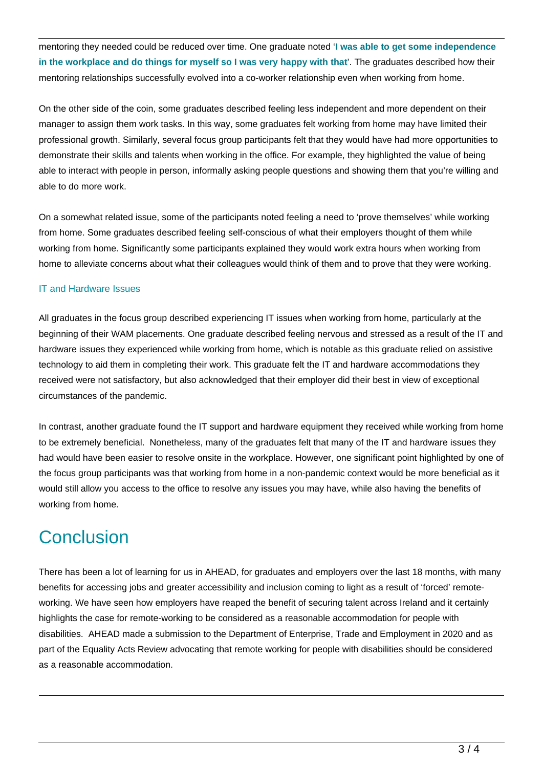mentoring they needed could be reduced over time. One graduate noted '**I was able to get some independence in the workplace and do things for myself so I was very happy with that**'. The graduates described how their mentoring relationships successfully evolved into a co-worker relationship even when working from home.

On the other side of the coin, some graduates described feeling less independent and more dependent on their manager to assign them work tasks. In this way, some graduates felt working from home may have limited their professional growth. Similarly, several focus group participants felt that they would have had more opportunities to demonstrate their skills and talents when working in the office. For example, they highlighted the value of being able to interact with people in person, informally asking people questions and showing them that you're willing and able to do more work.

On a somewhat related issue, some of the participants noted feeling a need to 'prove themselves' while working from home. Some graduates described feeling self-conscious of what their employers thought of them while working from home. Significantly some participants explained they would work extra hours when working from home to alleviate concerns about what their colleagues would think of them and to prove that they were working.

### IT and Hardware Issues

All graduates in the focus group described experiencing IT issues when working from home, particularly at the beginning of their WAM placements. One graduate described feeling nervous and stressed as a result of the IT and hardware issues they experienced while working from home, which is notable as this graduate relied on assistive technology to aid them in completing their work. This graduate felt the IT and hardware accommodations they received were not satisfactory, but also acknowledged that their employer did their best in view of exceptional circumstances of the pandemic.

In contrast, another graduate found the IT support and hardware equipment they received while working from home to be extremely beneficial. Nonetheless, many of the graduates felt that many of the IT and hardware issues they had would have been easier to resolve onsite in the workplace. However, one significant point highlighted by one of the focus group participants was that working from home in a non-pandemic context would be more beneficial as it would still allow you access to the office to resolve any issues you may have, while also having the benefits of working from home.

## Conclusion

There has been a lot of learning for us in AHEAD, for graduates and employers over the last 18 months, with many benefits for accessing jobs and greater accessibility and inclusion coming to light as a result of 'forced' remote-working. We have seen how employers have reaped the benefit of securing talent across Ireland and it certainly highlights the case for remote-working to be considered as a reasonable accommodation for people with disabilities. AHEAD made a submission to the Department of Enterprise, Trade and Employment in 2020 and as part of the Equality Acts Review advocating that remote working for people with disabilities should be considered as a reasonable accommodation.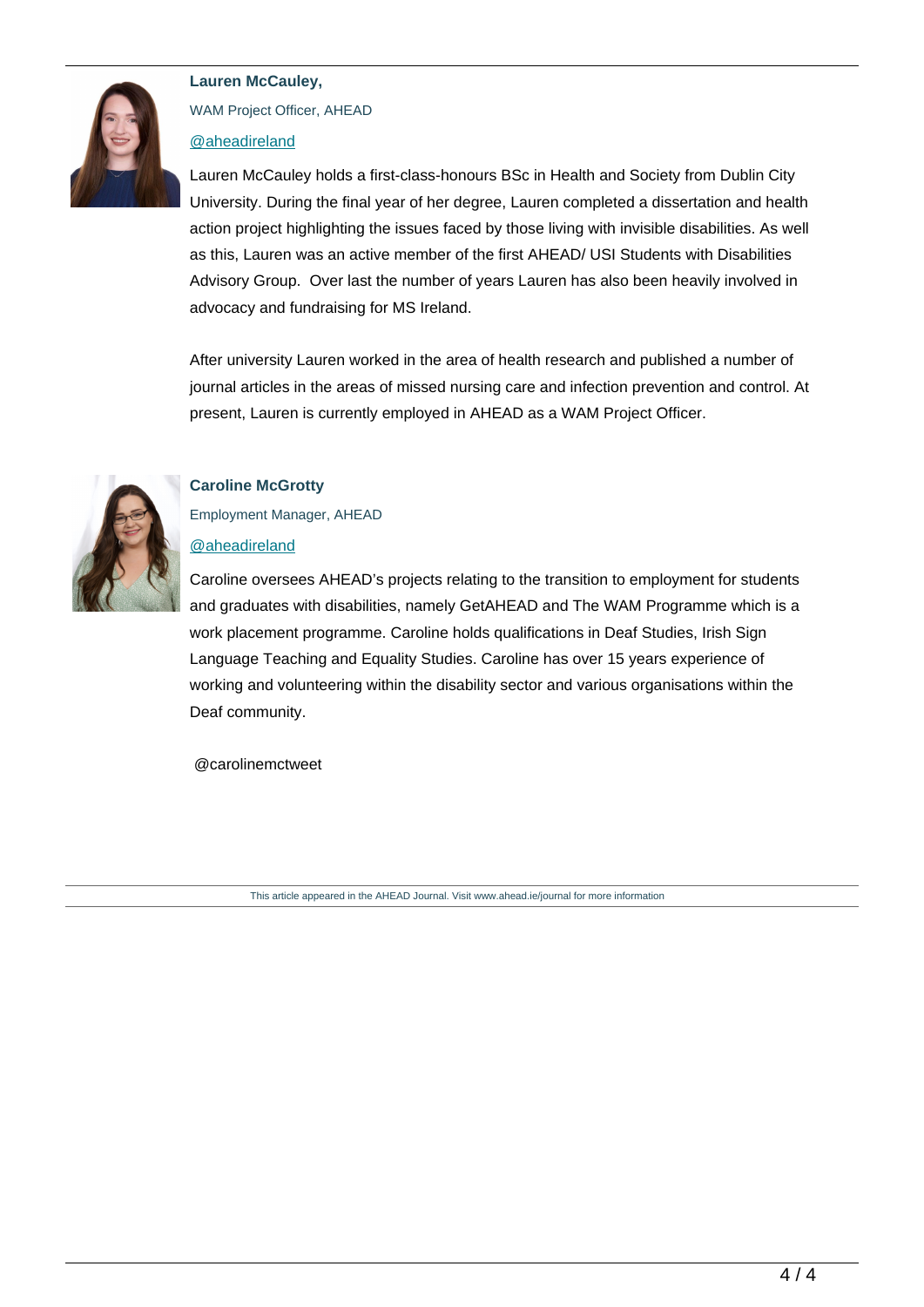**Lauren McCauley,**

WAM Project Officer, AHEAD

@aheadireland

Lauren McCauley holds a first-class-honours BSc in Health and Society from Dublin City University. During the final year of her degree, Lauren completed a dissertation and health action project highlighting the issues faced by those living with invisible disabilities. As well as this, Lauren was an active member of the first AHEAD/ USI Students with Disabilities Advisory Group. Over last the number of years Lauren has also been heavily involved in advocacy and fundraising for MS Ireland.

After university Lauren worked in the area of health research and published a number of journal articles in the areas of missed nursing care and infection prevention and control. At present, Lauren is currently employed in AHEAD as a WAM Project Officer.

**Caroline McGrotty**

Employment Manager, AHEAD

@aheadireland

Caroline oversees AHEAD's projects relating to the transition to employment for students and graduates with disabilities, namely GetAHEAD and The WAM Programme which is a work placement programme. Caroline holds qualifications in Deaf Studies, Irish Sign Language Teaching and Equality Studies. Caroline has over 15 years experience of working and volunteering within the disability sector and various organisations within the Deaf community.

@carolinemctweet

This article appeared in the AHEAD Journal. Visit www.ahead.ie/journal for more information